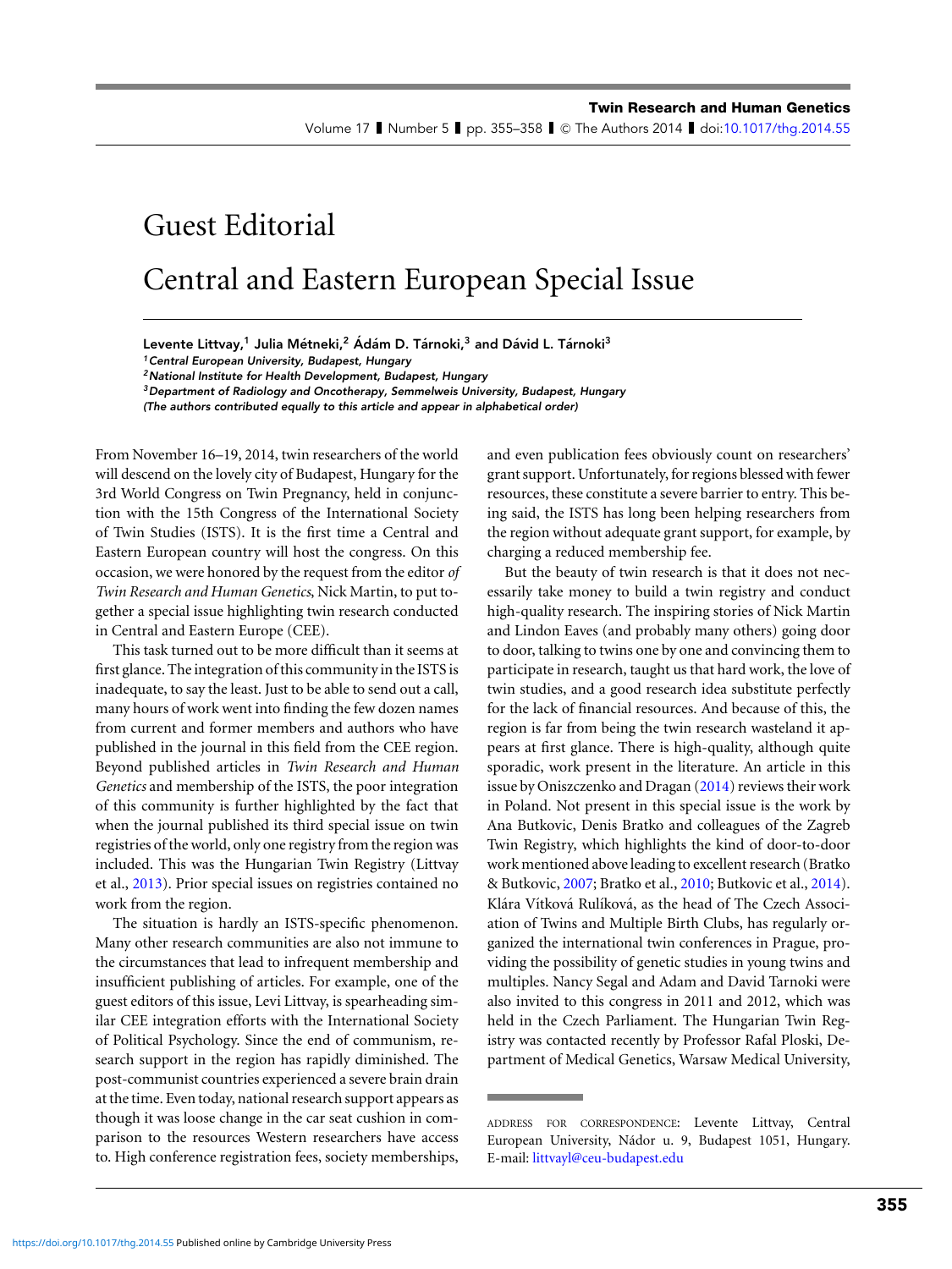# Guest Editorial

# Central and Eastern European Special Issue

**Levente Littvay,[1] Julia Métneki,[2] Ádám D. Tárnoki,[3] and Dávid L. Tárnoki[3]**

*[1] Central European University, Budapest, Hungary*
*[2] National Institute for Health Development, Budapest, Hungary*
*[3] Department of Radiology and Oncotherapy, Semmelweis University, Budapest, Hungary*
*(The authors contributed equally to this article and appear in alphabetical order)*

From November 16–19, 2014, twin researchers of the world will descend on the lovely city of Budapest, Hungary for the 3rd World Congress on Twin Pregnancy, held in conjunction with the 15th Congress of the International Society of Twin Studies (ISTS). It is the first time a Central and Eastern European country will host the congress. On this occasion, we were honored by the request from the editor *of Twin Research and Human Genetics*, Nick Martin, to put together a special issue highlighting twin research conducted in Central and Eastern Europe (CEE).

This task turned out to be more difficult than it seems at first glance. The integration of this community in the ISTS is inadequate, to say the least. Just to be able to send out a call, many hours of work went into finding the few dozen names from current and former members and authors who have published in the journal in this field from the CEE region. Beyond published articles in *Twin Research and Human Genetics* and membership of the ISTS, the poor integration of this community is further highlighted by the fact that when the journal published its third special issue on twin registries of the world, only one registry from the region was included. This was the Hungarian Twin Registry (Littvay et al., 2013). Prior special issues on registries contained no work from the region.

The situation is hardly an ISTS-specific phenomenon. Many other research communities are also not immune to the circumstances that lead to infrequent membership and insufficient publishing of articles. For example, one of the guest editors of this issue, Levi Littvay, is spearheading similar CEE integration efforts with the International Society of Political Psychology. Since the end of communism, research support in the region has rapidly diminished. The post-communist countries experienced a severe brain drain at the time. Even today, national research support appears as though it was loose change in the car seat cushion in comparison to the resources Western researchers have access to. High conference registration fees, society memberships, and even publication fees obviously count on researchers' grant support. Unfortunately, for regions blessed with fewer resources, these constitute a severe barrier to entry. This being said, the ISTS has long been helping researchers from the region without adequate grant support, for example, by charging a reduced membership fee.

But the beauty of twin research is that it does not necessarily take money to build a twin registry and conduct high-quality research. The inspiring stories of Nick Martin and Lindon Eaves (and probably many others) going door to door, talking to twins one by one and convincing them to participate in research, taught us that hard work, the love of twin studies, and a good research idea substitute perfectly for the lack of financial resources. And because of this, the region is far from being the twin research wasteland it appears at first glance. There is high-quality, although quite sporadic, work present in the literature. An article in this issue by Oniszczenko and Dragan (2014) reviews their work in Poland. Not present in this special issue is the work by Ana Butkovic, Denis Bratko and colleagues of the Zagreb Twin Registry, which highlights the kind of door-to-door work mentioned above leading to excellent research (Bratko & Butkovic, 2007; Bratko et al., 2010; Butkovic et al., 2014). Klára Vítková Rulíková, as the head of The Czech Association of Twins and Multiple Birth Clubs, has regularly organized the international twin conferences in Prague, providing the possibility of genetic studies in young twins and multiples. Nancy Segal and Adam and David Tarnoki were also invited to this congress in 2011 and 2012, which was held in the Czech Parliament. The Hungarian Twin Registry was contacted recently by Professor Rafal Ploski, Department of Medical Genetics, Warsaw Medical University,

ADDRESS FOR CORRESPONDENCE: Levente Littvay, Central European University, Nádor u. 9, Budapest 1051, Hungary. E-mail: littvayl@ceu-budapest.edu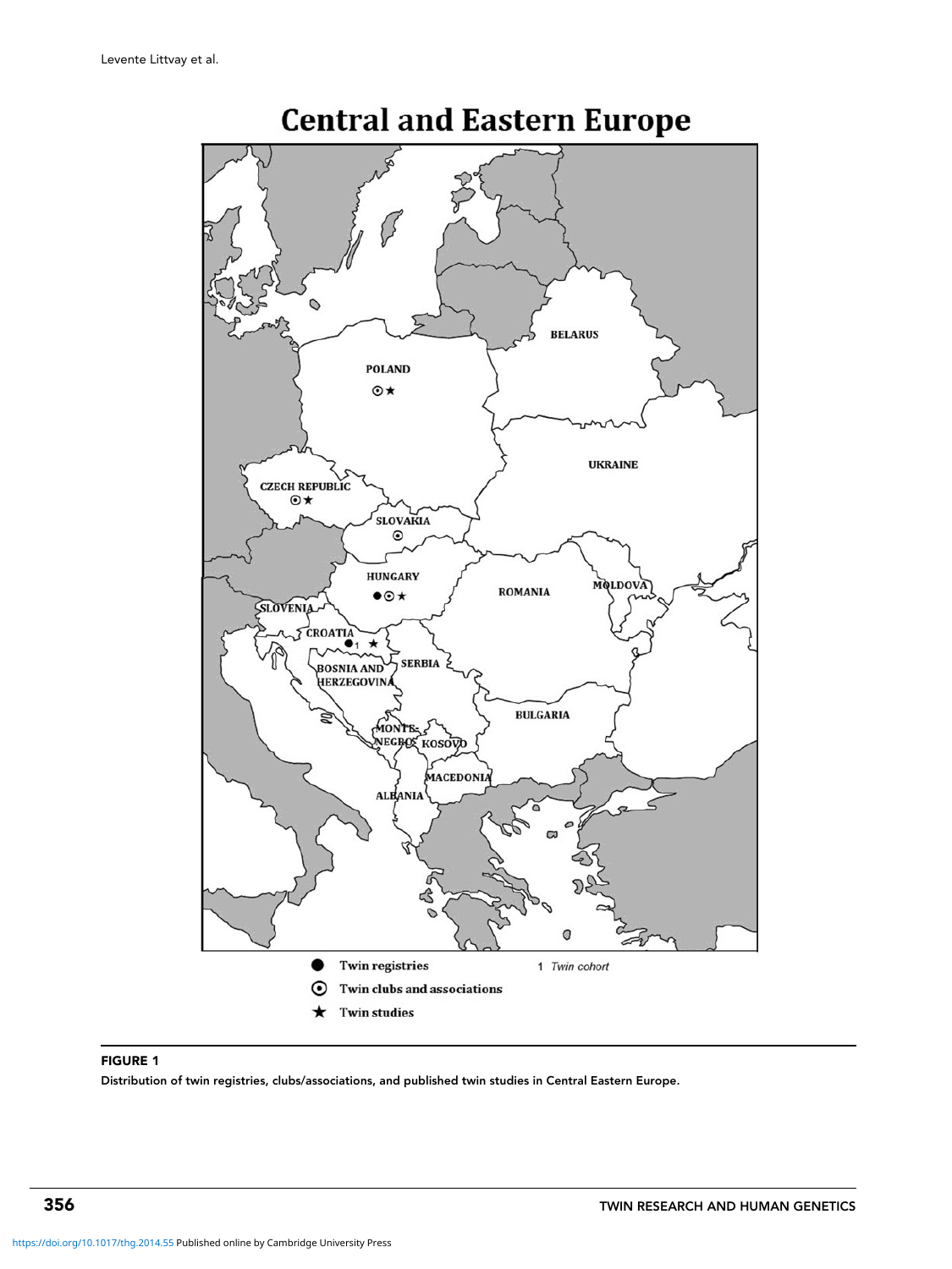# Central and Eastern Europe

BELARUS

POLAND

UKRAINE

CZECH REPUBLIC

SLOVAKIA

HUNGARY

ROMANIA

MOLDOVA

SLOVENIA

CROATIA

SERBIA

BOSNIA AND HERZEGOVINA

BULGARIA

MONTENEGRO

KOSOVO

MACEDONIA

ALBANIA

● Twin registries

⊙ Twin clubs and associations

★ Twin studies

1 *Twin cohort*

**FIGURE 1**

**Distribution of twin registries, clubs/associations, and published twin studies in Central Eastern Europe.**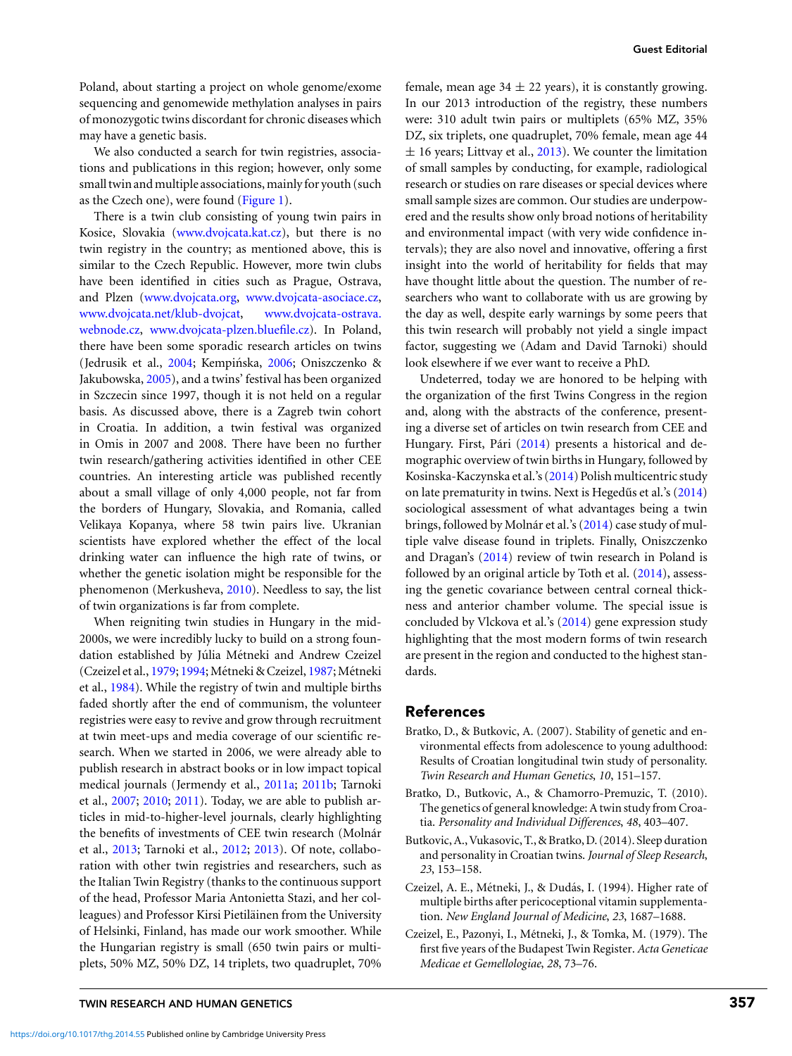Poland, about starting a project on whole genome/exome sequencing and genomewide methylation analyses in pairs of monozygotic twins discordant for chronic diseases which may have a genetic basis.

We also conducted a search for twin registries, associations and publications in this region; however, only some small twin and multiple associations, mainly for youth (such as the Czech one), were found (Figure 1).

There is a twin club consisting of young twin pairs in Kosice, Slovakia (www.dvojcata.kat.cz), but there is no twin registry in the country; as mentioned above, this is similar to the Czech Republic. However, more twin clubs have been identified in cities such as Prague, Ostrava, and Plzen (www.dvojcata.org, www.dvojcata-asociace.cz, www.dvojcata.net/klub-dvojcat, www.dvojcata-ostrava.webnode.cz, www.dvojcata-plzen.bluefile.cz). In Poland, there have been some sporadic research articles on twins (Jedrusik et al., 2004; Kempińska, 2006; Oniszczenko & Jakubowska, 2005), and a twins' festival has been organized in Szczecin since 1997, though it is not held on a regular basis. As discussed above, there is a Zagreb twin cohort in Croatia. In addition, a twin festival was organized in Omis in 2007 and 2008. There have been no further twin research/gathering activities identified in other CEE countries. An interesting article was published recently about a small village of only 4,000 people, not far from the borders of Hungary, Slovakia, and Romania, called Velikaya Kopanya, where 58 twin pairs live. Ukranian scientists have explored whether the effect of the local drinking water can influence the high rate of twins, or whether the genetic isolation might be responsible for the phenomenon (Merkusheva, 2010). Needless to say, the list of twin organizations is far from complete.

When reigniting twin studies in Hungary in the mid-2000s, we were incredibly lucky to build on a strong foundation established by Júlia Métneki and Andrew Czeizel (Czeizel et al., 1979; 1994; Métneki & Czeizel, 1987; Métneki et al., 1984). While the registry of twin and multiple births faded shortly after the end of communism, the volunteer registries were easy to revive and grow through recruitment at twin meet-ups and media coverage of our scientific research. When we started in 2006, we were already able to publish research in abstract books or in low impact topical medical journals (Jermendy et al., 2011a; 2011b; Tarnoki et al., 2007; 2010; 2011). Today, we are able to publish articles in mid-to-higher-level journals, clearly highlighting the benefits of investments of CEE twin research (Molnár et al., 2013; Tarnoki et al., 2012; 2013). Of note, collaboration with other twin registries and researchers, such as the Italian Twin Registry (thanks to the continuous support of the head, Professor Maria Antonietta Stazi, and her colleagues) and Professor Kirsi Pietiläinen from the University of Helsinki, Finland, has made our work smoother. While the Hungarian registry is small (650 twin pairs or multiplets, 50% MZ, 50% DZ, 14 triplets, two quadruplet, 70% female, mean age 34 ± 22 years), it is constantly growing. In our 2013 introduction of the registry, these numbers were: 310 adult twin pairs or multiplets (65% MZ, 35% DZ, six triplets, one quadruplet, 70% female, mean age 44 ± 16 years; Littvay et al., 2013). We counter the limitation of small samples by conducting, for example, radiological research or studies on rare diseases or special devices where small sample sizes are common. Our studies are underpowered and the results show only broad notions of heritability and environmental impact (with very wide confidence intervals); they are also novel and innovative, offering a first insight into the world of heritability for fields that may have thought little about the question. The number of researchers who want to collaborate with us are growing by the day as well, despite early warnings by some peers that this twin research will probably not yield a single impact factor, suggesting we (Adam and David Tarnoki) should look elsewhere if we ever want to receive a PhD.

Undeterred, today we are honored to be helping with the organization of the first Twins Congress in the region and, along with the abstracts of the conference, presenting a diverse set of articles on twin research from CEE and Hungary. First, Pári (2014) presents a historical and demographic overview of twin births in Hungary, followed by Kosinska-Kaczynska et al.'s (2014) Polish multicentric study on late prematurity in twins. Next is Hegedűs et al.'s (2014) sociological assessment of what advantages being a twin brings, followed by Molnár et al.'s (2014) case study of multiple valve disease found in triplets. Finally, Oniszczenko and Dragan's (2014) review of twin research in Poland is followed by an original article by Toth et al. (2014), assessing the genetic covariance between central corneal thickness and anterior chamber volume. The special issue is concluded by Vlckova et al.'s (2014) gene expression study highlighting that the most modern forms of twin research are present in the region and conducted to the highest standards.

## References

Bratko, D., & Butkovic, A. (2007). Stability of genetic and environmental effects from adolescence to young adulthood: Results of Croatian longitudinal twin study of personality. *Twin Research and Human Genetics*, *10*, 151–157.

Bratko, D., Butkovic, A., & Chamorro-Premuzic, T. (2010). The genetics of general knowledge: A twin study from Croatia. *Personality and Individual Differences*, *48*, 403–407.

Butkovic, A., Vukasovic, T., & Bratko, D. (2014). Sleep duration and personality in Croatian twins. *Journal of Sleep Research*, *23*, 153–158.

Czeizel, A. E., Métneki, J., & Dudás, I. (1994). Higher rate of multiple births after pericoceptional vitamin supplementation. *New England Journal of Medicine*, *23*, 1687–1688.

Czeizel, E., Pazonyi, I., Métneki, J., & Tomka, M. (1979). The first five years of the Budapest Twin Register. *Acta Geneticae Medicae et Gemellologiae*, *28*, 73–76.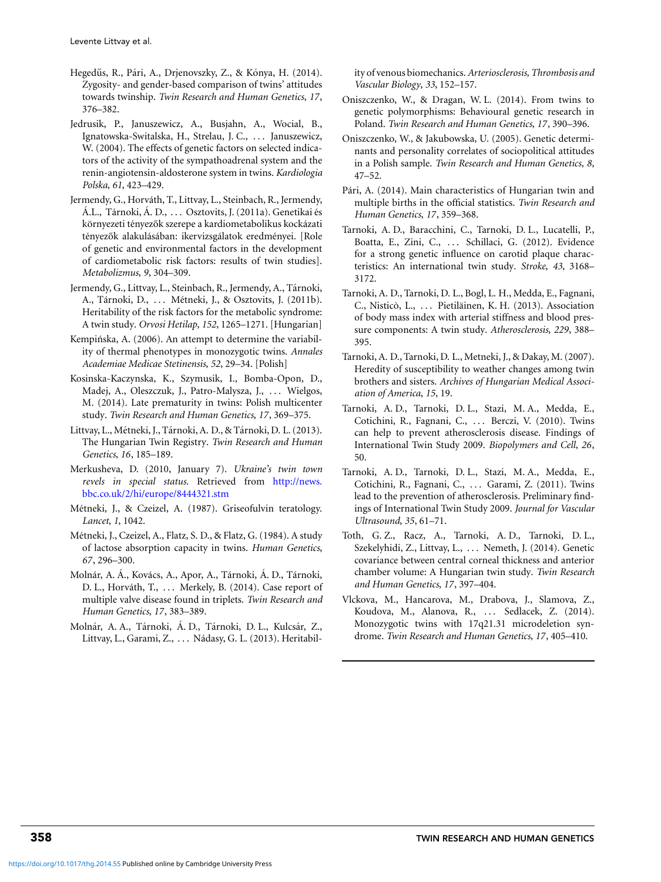Hegedűs, R., Pári, A., Drjenovszky, Z., & Kónya, H. (2014). Zygosity- and gender-based comparison of twins' attitudes towards twinship. *Twin Research and Human Genetics*, *17*, 376–382.

Jedrusik, P., Januszewicz, A., Busjahn, A., Wocial, B., Ignatowska-Switalska, H., Strelau, J. C., . . . Januszewicz, W. (2004). The effects of genetic factors on selected indicators of the activity of the sympathoadrenal system and the renin-angiotensin-aldosterone system in twins. *Kardiologia Polska*, *61*, 423–429.

Jermendy, G., Horváth, T., Littvay, L., Steinbach, R., Jermendy, Á.L., Tárnoki, Á. D., . . . Osztovits, J. (2011a). Genetikai és környezeti tényezők szerepe a kardiometabolikus kockázati tényezők alakulásában: ikervizsgálatok eredményei. [Role of genetic and environmental factors in the development of cardiometabolic risk factors: results of twin studies]. *Metabolizmus*, *9*, 304–309.

Jermendy, G., Littvay, L., Steinbach, R., Jermendy, A., Tárnoki, A., Tárnoki, D., . . . Métneki, J., & Osztovits, J. (2011b). Heritability of the risk factors for the metabolic syndrome: A twin study. *Orvosi Hetilap*, *152*, 1265–1271. [Hungarian]

Kempińska, A. (2006). An attempt to determine the variability of thermal phenotypes in monozygotic twins. *Annales Academiae Medicae Stetinensis*, *52*, 29–34. [Polish]

Kosinska-Kaczynska, K., Szymusik, I., Bomba-Opon, D., Madej, A., Oleszczuk, J., Patro-Malysza, J., . . . Wielgos, M. (2014). Late prematurity in twins: Polish multicenter study. *Twin Research and Human Genetics*, *17*, 369–375.

Littvay, L., Métneki, J., Tárnoki, A. D., & Tárnoki, D. L. (2013). The Hungarian Twin Registry. *Twin Research and Human Genetics*, *16*, 185–189.

Merkusheva, D. (2010, January 7). *Ukraine's twin town revels in special status*. Retrieved from http://news.bbc.co.uk/2/hi/europe/8444321.stm

Métneki, J., & Czeizel, A. (1987). Griseofulvin teratology. *Lancet*, *1*, 1042.

Métneki, J., Czeizel, A., Flatz, S. D., & Flatz, G. (1984). A study of lactose absorption capacity in twins. *Human Genetics*, *67*, 296–300.

Molnár, A. Á., Kovács, A., Apor, A., Tárnoki, Á. D., Tárnoki, D. L., Horváth, T., . . . Merkely, B. (2014). Case report of multiple valve disease found in triplets. *Twin Research and Human Genetics*, *17*, 383–389.

Molnár, A. A., Tárnoki, Á. D., Tárnoki, D. L., Kulcsár, Z., Littvay, L., Garami, Z., . . . Nádasy, G. L. (2013). Heritability of venous biomechanics. *Arteriosclerosis, Thrombosis and Vascular Biology*, *33*, 152–157.

Oniszczenko, W., & Dragan, W. L. (2014). From twins to genetic polymorphisms: Behavioural genetic research in Poland. *Twin Research and Human Genetics*, *17*, 390–396.

Oniszczenko, W., & Jakubowska, U. (2005). Genetic determinants and personality correlates of sociopolitical attitudes in a Polish sample. *Twin Research and Human Genetics*, *8*, 47–52.

Pári, A. (2014). Main characteristics of Hungarian twin and multiple births in the official statistics. *Twin Research and Human Genetics*, *17*, 359–368.

Tarnoki, A. D., Baracchini, C., Tarnoki, D. L., Lucatelli, P., Boatta, E., Zini, C., . . . Schillaci, G. (2012). Evidence for a strong genetic influence on carotid plaque characteristics: An international twin study. *Stroke*, *43*, 3168–3172.

Tarnoki, A. D., Tarnoki, D. L., Bogl, L. H., Medda, E., Fagnani, C., Nisticò, L., . . . Pietiläinen, K. H. (2013). Association of body mass index with arterial stiffness and blood pressure components: A twin study. *Atherosclerosis*, *229*, 388–395.

Tarnoki, A. D., Tarnoki, D. L., Metneki, J., & Dakay, M. (2007). Heredity of susceptibility to weather changes among twin brothers and sisters. *Archives of Hungarian Medical Association of America*, *15*, 19.

Tarnoki, A. D., Tarnoki, D. L., Stazi, M. A., Medda, E., Cotichini, R., Fagnani, C., . . . Berczi, V. (2010). Twins can help to prevent atherosclerosis disease. Findings of International Twin Study 2009. *Biopolymers and Cell*, *26*, 50.

Tarnoki, A. D., Tarnoki, D. L., Stazi, M. A., Medda, E., Cotichini, R., Fagnani, C., . . . Garami, Z. (2011). Twins lead to the prevention of atherosclerosis. Preliminary findings of International Twin Study 2009. *Journal for Vascular Ultrasound*, *35*, 61–71.

Toth, G. Z., Racz, A., Tarnoki, A. D., Tarnoki, D. L., Szekelyhidi, Z., Littvay, L., . . . Nemeth, J. (2014). Genetic covariance between central corneal thickness and anterior chamber volume: A Hungarian twin study. *Twin Research and Human Genetics*, *17*, 397–404.

Vlckova, M., Hancarova, M., Drabova, J., Slamova, Z., Koudova, M., Alanova, R., . . . Sedlacek, Z. (2014). Monozygotic twins with 17q21.31 microdeletion syndrome. *Twin Research and Human Genetics*, *17*, 405–410.